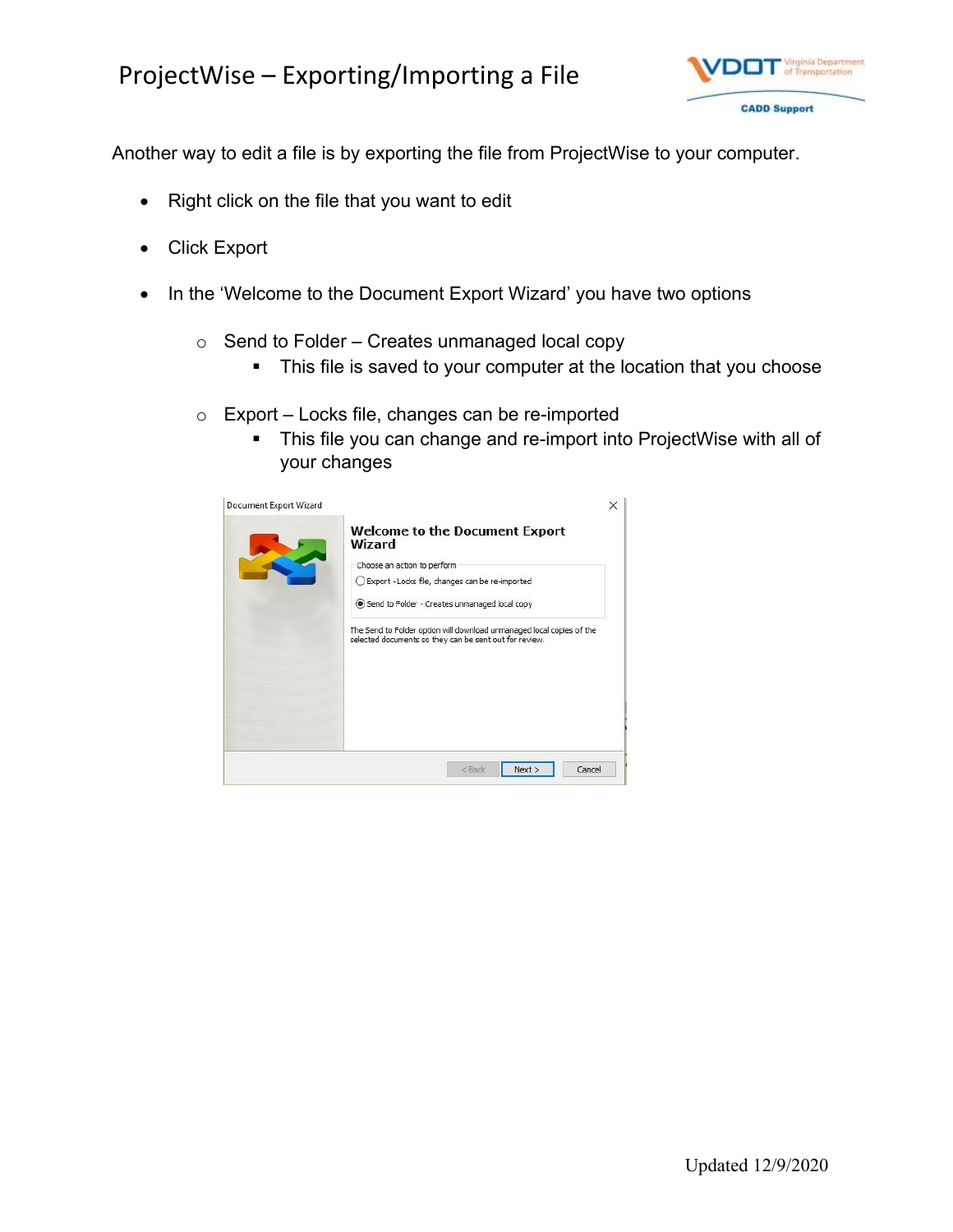# ProjectWise – Exporting/Importing a File

Another way to edit a file is by exporting the file from ProjectWise to your computer.

- Right click on the file that you want to edit
- Click Export
- In the 'Welcome to the Document Export Wizard' you have two options
  - Send to Folder – Creates unmanaged local copy
    - This file is saved to your computer at the location that you choose
  - Export – Locks file, changes can be re-imported
    - This file you can change and re-import into ProjectWise with all of your changes

Updated 12/9/2020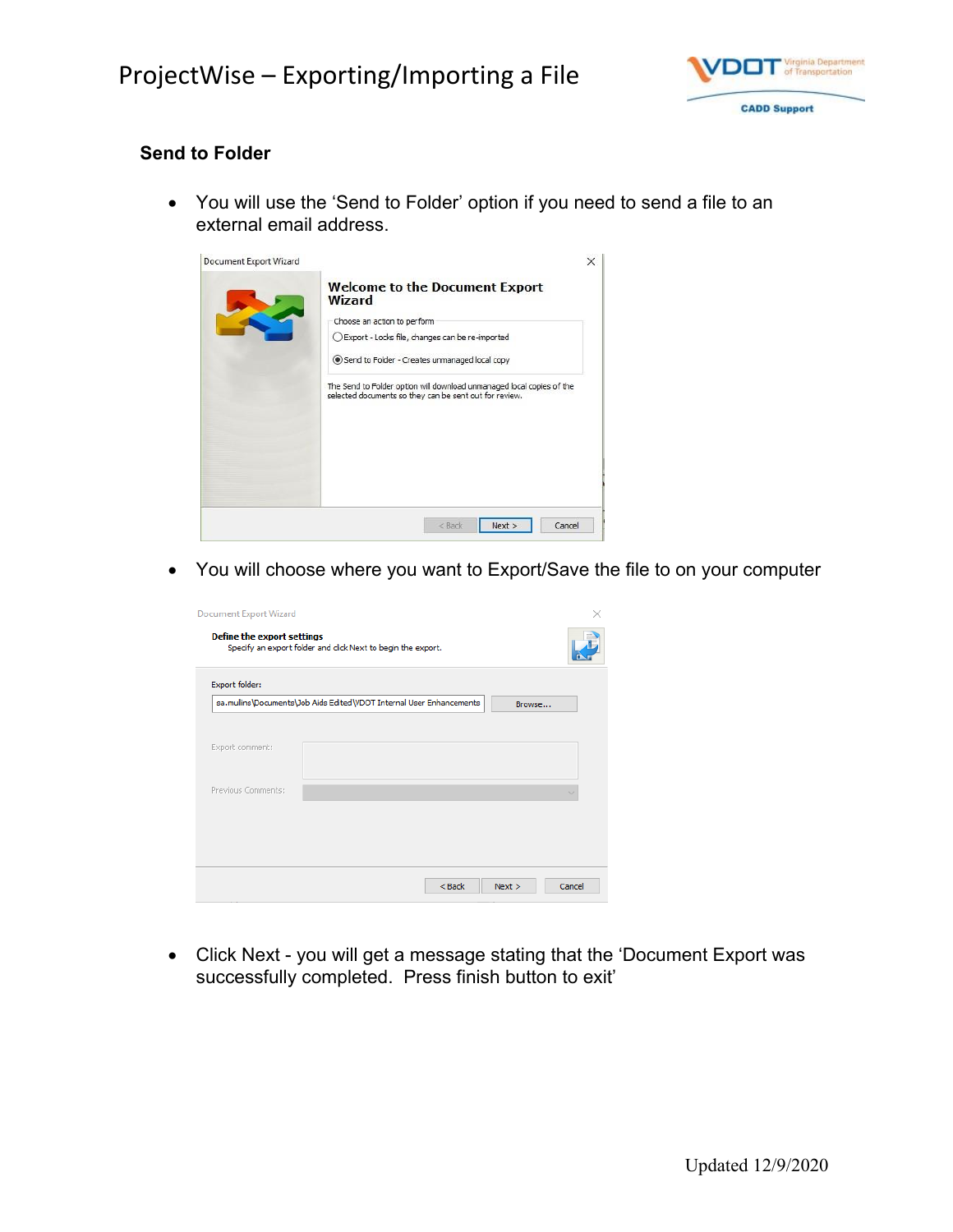## Send to Folder

- You will use the 'Send to Folder' option if you need to send a file to an external email address.

- You will choose where you want to Export/Save the file to on your computer

- Click Next - you will get a message stating that the 'Document Export was successfully completed. Press finish button to exit'

Updated 12/9/2020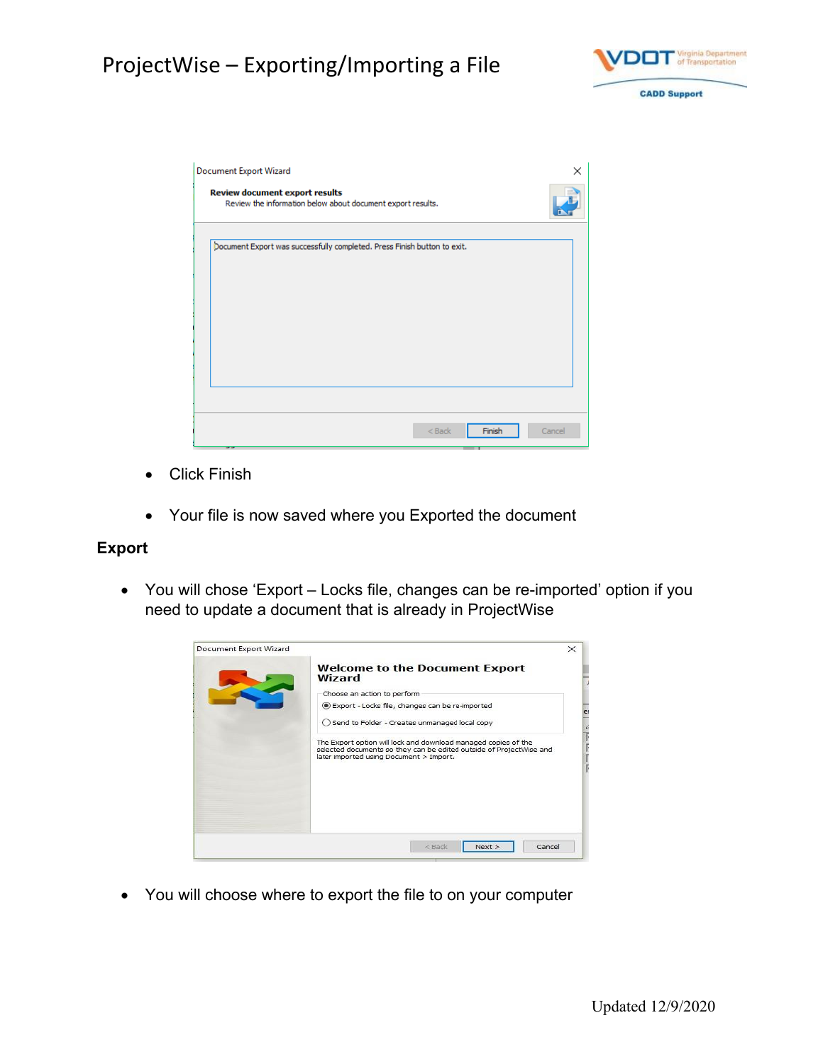- Click Finish
- Your file is now saved where you Exported the document

**Export**

- You will chose 'Export – Locks file, changes can be re-imported' option if you need to update a document that is already in ProjectWise
- You will choose where to export the file to on your computer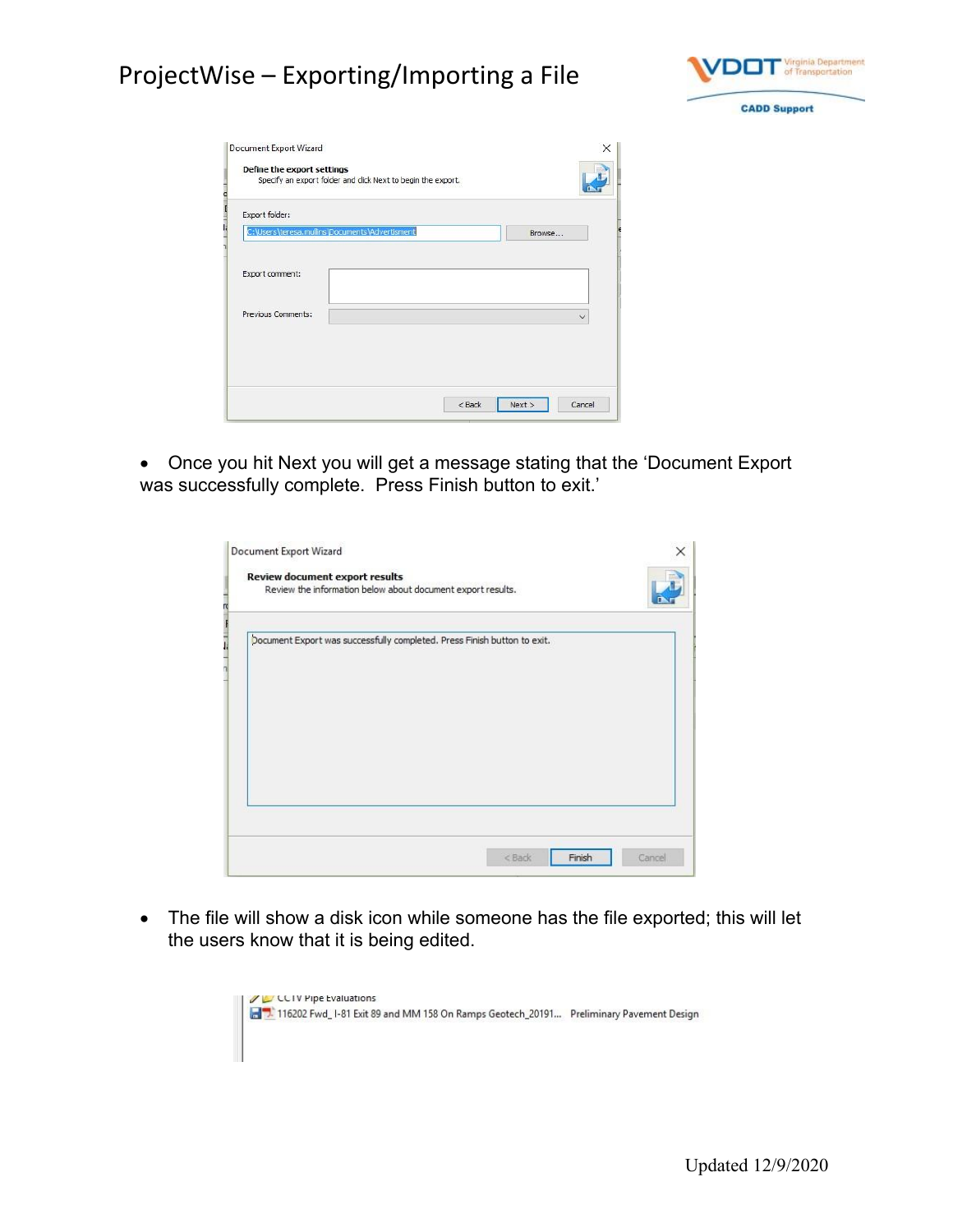- Once you hit Next you will get a message stating that the 'Document Export was successfully complete. Press Finish button to exit.'

- The file will show a disk icon while someone has the file exported; this will let the users know that it is being edited.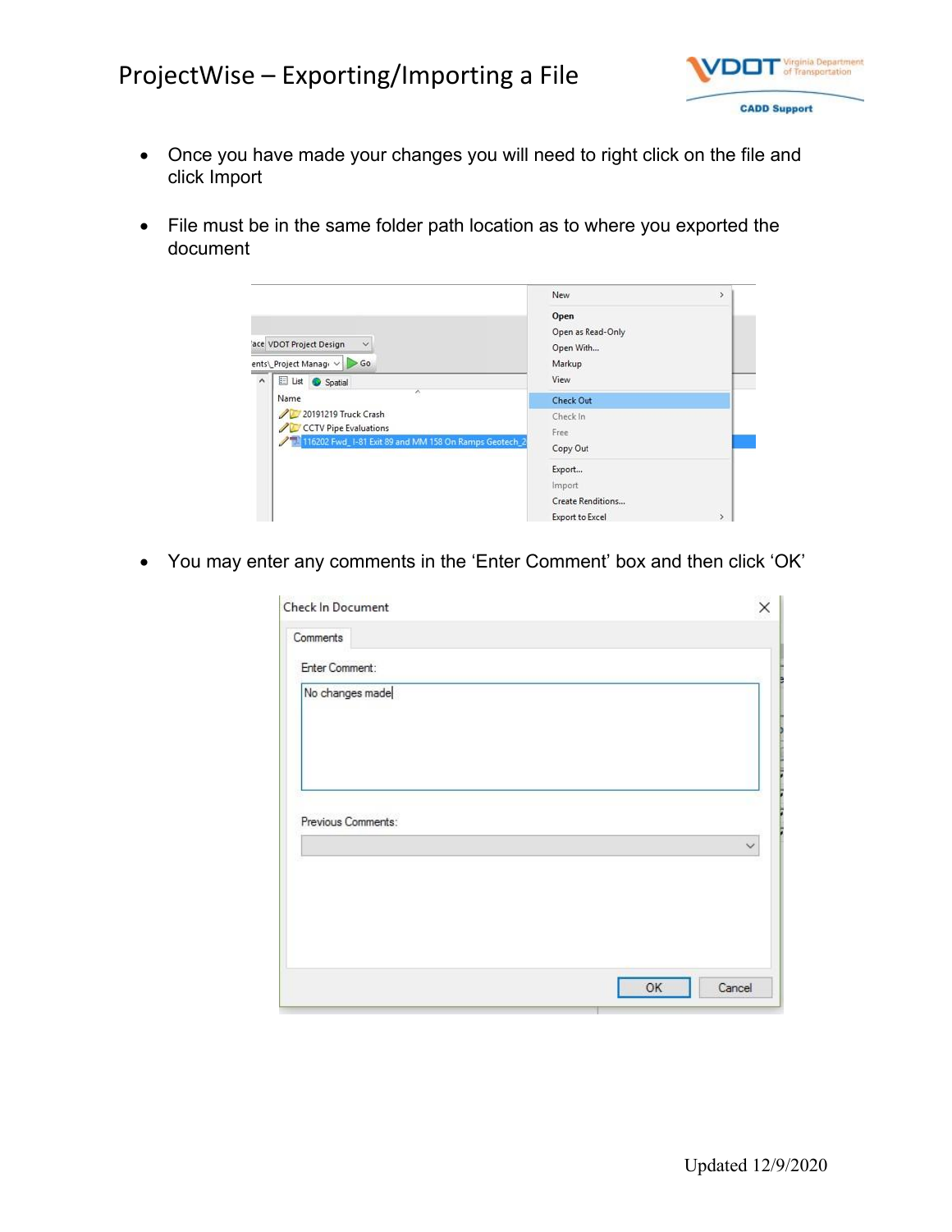- Once you have made your changes you will need to right click on the file and click Import
- File must be in the same folder path location as to where you exported the document
- You may enter any comments in the 'Enter Comment' box and then click 'OK'